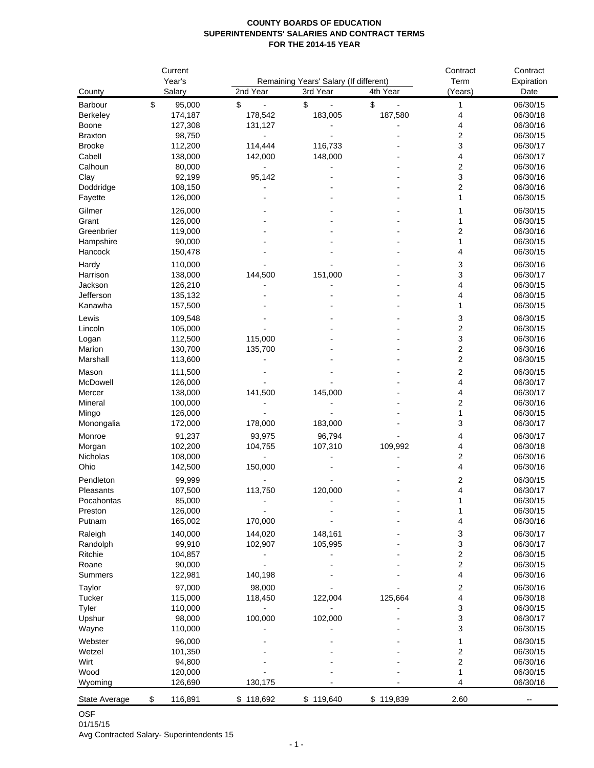**COUNTY BOARDS OF EDUCATION**
**SUPERINTENDENTS' SALARIES AND CONTRACT TERMS**
**FOR THE 2014-15 YEAR**

| County | Current Year's Salary | Remaining Years' Salary (If different) | | | Contract Term (Years) | Contract Expiration Date |
|---|---|---|---|---|---|---|
| | | 2nd Year | 3rd Year | 4th Year | | |
| Barbour | $ 95,000 | $ - | $ - | $ - | 1 | 06/30/15 |
| Berkeley | 174,187 | 178,542 | 183,005 | 187,580 | 4 | 06/30/18 |
| Boone | 127,308 | 131,127 | - | - | 4 | 06/30/16 |
| Braxton | 98,750 | - | - | - | 2 | 06/30/15 |
| Brooke | 112,200 | 114,444 | 116,733 | - | 3 | 06/30/17 |
| Cabell | 138,000 | 142,000 | 148,000 | - | 4 | 06/30/17 |
| Calhoun | 80,000 | - | - | - | 2 | 06/30/16 |
| Clay | 92,199 | 95,142 | - | - | 3 | 06/30/16 |
| Doddridge | 108,150 | - | - | - | 2 | 06/30/16 |
| Fayette | 126,000 | - | - | - | 1 | 06/30/15 |
| Gilmer | 126,000 | - | - | - | 1 | 06/30/15 |
| Grant | 126,000 | - | - | - | 1 | 06/30/15 |
| Greenbrier | 119,000 | - | - | - | 2 | 06/30/16 |
| Hampshire | 90,000 | - | - | - | 1 | 06/30/15 |
| Hancock | 150,478 | - | - | - | 4 | 06/30/15 |
| Hardy | 110,000 | - | - | - | 3 | 06/30/16 |
| Harrison | 138,000 | 144,500 | 151,000 | - | 3 | 06/30/17 |
| Jackson | 126,210 | - | - | - | 4 | 06/30/15 |
| Jefferson | 135,132 | - | - | - | 4 | 06/30/15 |
| Kanawha | 157,500 | - | - | - | 1 | 06/30/15 |
| Lewis | 109,548 | - | - | - | 3 | 06/30/15 |
| Lincoln | 105,000 | - | - | - | 2 | 06/30/15 |
| Logan | 112,500 | 115,000 | - | - | 3 | 06/30/16 |
| Marion | 130,700 | 135,700 | - | - | 2 | 06/30/16 |
| Marshall | 113,600 | - | - | - | 2 | 06/30/15 |
| Mason | 111,500 | - | - | - | 2 | 06/30/15 |
| McDowell | 126,000 | - | - | - | 4 | 06/30/17 |
| Mercer | 138,000 | 141,500 | 145,000 | - | 4 | 06/30/17 |
| Mineral | 100,000 | - | - | - | 2 | 06/30/16 |
| Mingo | 126,000 | - | - | - | 1 | 06/30/15 |
| Monongalia | 172,000 | 178,000 | 183,000 | - | 3 | 06/30/17 |
| Monroe | 91,237 | 93,975 | 96,794 | - | 4 | 06/30/17 |
| Morgan | 102,200 | 104,755 | 107,310 | 109,992 | 4 | 06/30/18 |
| Nicholas | 108,000 | - | - | - | 2 | 06/30/16 |
| Ohio | 142,500 | 150,000 | - | - | 4 | 06/30/16 |
| Pendleton | 99,999 | - | - | - | 2 | 06/30/15 |
| Pleasants | 107,500 | 113,750 | 120,000 | - | 4 | 06/30/17 |
| Pocahontas | 85,000 | - | - | - | 1 | 06/30/15 |
| Preston | 126,000 | - | - | - | 1 | 06/30/15 |
| Putnam | 165,002 | 170,000 | - | - | 4 | 06/30/16 |
| Raleigh | 140,000 | 144,020 | 148,161 | - | 3 | 06/30/17 |
| Randolph | 99,910 | 102,907 | 105,995 | - | 3 | 06/30/17 |
| Ritchie | 104,857 | - | - | - | 2 | 06/30/15 |
| Roane | 90,000 | - | - | - | 2 | 06/30/15 |
| Summers | 122,981 | 140,198 | - | - | 4 | 06/30/16 |
| Taylor | 97,000 | 98,000 | - | - | 2 | 06/30/16 |
| Tucker | 115,000 | 118,450 | 122,004 | 125,664 | 4 | 06/30/18 |
| Tyler | 110,000 | - | - | - | 3 | 06/30/15 |
| Upshur | 98,000 | 100,000 | 102,000 | - | 3 | 06/30/17 |
| Wayne | 110,000 | - | - | - | 3 | 06/30/15 |
| Webster | 96,000 | - | - | - | 1 | 06/30/15 |
| Wetzel | 101,350 | - | - | - | 2 | 06/30/15 |
| Wirt | 94,800 | - | - | - | 2 | 06/30/16 |
| Wood | 120,000 | - | - | - | 1 | 06/30/15 |
| Wyoming | 126,690 | 130,175 | - | - | 4 | 06/30/16 |
| State Average | $ 116,891 | $ 118,692 | $ 119,640 | $ 119,839 | 2.60 | -- |

OSF
01/15/15
Avg Contracted Salary- Superintendents 15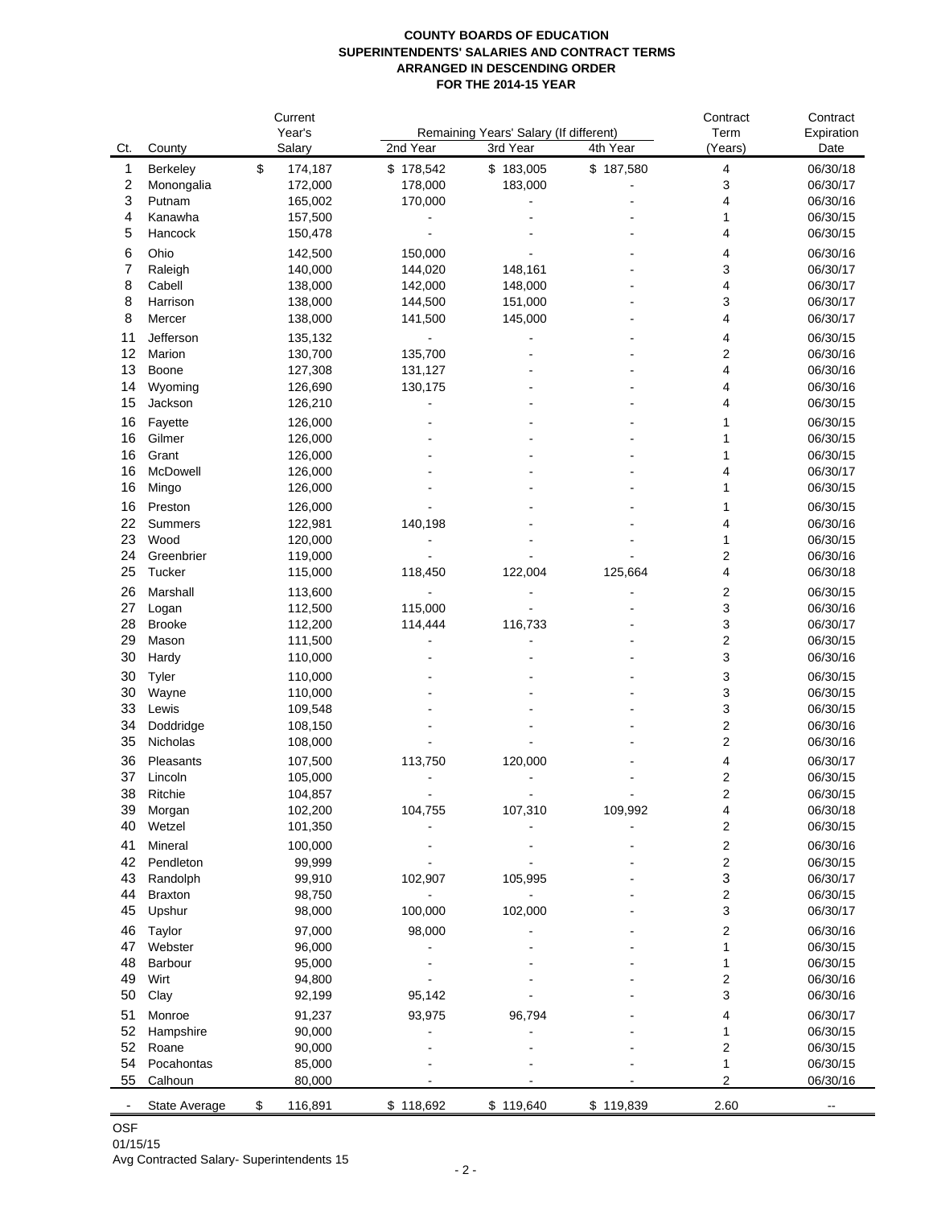**COUNTY BOARDS OF EDUCATION**
**SUPERINTENDENTS' SALARIES AND CONTRACT TERMS**
**ARRANGED IN DESCENDING ORDER**
**FOR THE 2014-15 YEAR**

| Ct. | County | Current Year's Salary | Remaining Years' Salary (If different) 2nd Year | 3rd Year | 4th Year | Contract Term (Years) | Contract Expiration Date |
|---|---|---|---|---|---|---|---|
| 1 | Berkeley | $ 174,187 | $ 178,542 | $ 183,005 | $ 187,580 | 4 | 06/30/18 |
| 2 | Monongalia | 172,000 | 178,000 | 183,000 | - | 3 | 06/30/17 |
| 3 | Putnam | 165,002 | 170,000 | - | - | 4 | 06/30/16 |
| 4 | Kanawha | 157,500 | - | - | - | 1 | 06/30/15 |
| 5 | Hancock | 150,478 | - | - | - | 4 | 06/30/15 |
| 6 | Ohio | 142,500 | 150,000 | - | - | 4 | 06/30/16 |
| 7 | Raleigh | 140,000 | 144,020 | 148,161 | - | 3 | 06/30/17 |
| 8 | Cabell | 138,000 | 142,000 | 148,000 | - | 4 | 06/30/17 |
| 8 | Harrison | 138,000 | 144,500 | 151,000 | - | 3 | 06/30/17 |
| 8 | Mercer | 138,000 | 141,500 | 145,000 | - | 4 | 06/30/17 |
| 11 | Jefferson | 135,132 | - | - | - | 4 | 06/30/15 |
| 12 | Marion | 130,700 | 135,700 | - | - | 2 | 06/30/16 |
| 13 | Boone | 127,308 | 131,127 | - | - | 4 | 06/30/16 |
| 14 | Wyoming | 126,690 | 130,175 | - | - | 4 | 06/30/16 |
| 15 | Jackson | 126,210 | - | - | - | 4 | 06/30/15 |
| 16 | Fayette | 126,000 | - | - | - | 1 | 06/30/15 |
| 16 | Gilmer | 126,000 | - | - | - | 1 | 06/30/15 |
| 16 | Grant | 126,000 | - | - | - | 1 | 06/30/15 |
| 16 | McDowell | 126,000 | - | - | - | 4 | 06/30/17 |
| 16 | Mingo | 126,000 | - | - | - | 1 | 06/30/15 |
| 16 | Preston | 126,000 | - | - | - | 1 | 06/30/15 |
| 22 | Summers | 122,981 | 140,198 | - | - | 4 | 06/30/16 |
| 23 | Wood | 120,000 | - | - | - | 1 | 06/30/15 |
| 24 | Greenbrier | 119,000 | - | - | - | 2 | 06/30/16 |
| 25 | Tucker | 115,000 | 118,450 | 122,004 | 125,664 | 4 | 06/30/18 |
| 26 | Marshall | 113,600 | - | - | - | 2 | 06/30/15 |
| 27 | Logan | 112,500 | 115,000 | - | - | 3 | 06/30/16 |
| 28 | Brooke | 112,200 | 114,444 | 116,733 | - | 3 | 06/30/17 |
| 29 | Mason | 111,500 | - | - | - | 2 | 06/30/15 |
| 30 | Hardy | 110,000 | - | - | - | 3 | 06/30/16 |
| 30 | Tyler | 110,000 | - | - | - | 3 | 06/30/15 |
| 30 | Wayne | 110,000 | - | - | - | 3 | 06/30/15 |
| 33 | Lewis | 109,548 | - | - | - | 3 | 06/30/15 |
| 34 | Doddridge | 108,150 | - | - | - | 2 | 06/30/16 |
| 35 | Nicholas | 108,000 | - | - | - | 2 | 06/30/16 |
| 36 | Pleasants | 107,500 | 113,750 | 120,000 | - | 4 | 06/30/17 |
| 37 | Lincoln | 105,000 | - | - | - | 2 | 06/30/15 |
| 38 | Ritchie | 104,857 | - | - | - | 2 | 06/30/15 |
| 39 | Morgan | 102,200 | 104,755 | 107,310 | 109,992 | 4 | 06/30/18 |
| 40 | Wetzel | 101,350 | - | - | - | 2 | 06/30/15 |
| 41 | Mineral | 100,000 | - | - | - | 2 | 06/30/16 |
| 42 | Pendleton | 99,999 | - | - | - | 2 | 06/30/15 |
| 43 | Randolph | 99,910 | 102,907 | 105,995 | - | 3 | 06/30/17 |
| 44 | Braxton | 98,750 | - | - | - | 2 | 06/30/15 |
| 45 | Upshur | 98,000 | 100,000 | 102,000 | - | 3 | 06/30/17 |
| 46 | Taylor | 97,000 | 98,000 | - | - | 2 | 06/30/16 |
| 47 | Webster | 96,000 | - | - | - | 1 | 06/30/15 |
| 48 | Barbour | 95,000 | - | - | - | 1 | 06/30/15 |
| 49 | Wirt | 94,800 | - | - | - | 2 | 06/30/16 |
| 50 | Clay | 92,199 | 95,142 | - | - | 3 | 06/30/16 |
| 51 | Monroe | 91,237 | 93,975 | 96,794 | - | 4 | 06/30/17 |
| 52 | Hampshire | 90,000 | - | - | - | 1 | 06/30/15 |
| 52 | Roane | 90,000 | - | - | - | 2 | 06/30/15 |
| 54 | Pocahontas | 85,000 | - | - | - | 1 | 06/30/15 |
| 55 | Calhoun | 80,000 | - | - | - | 2 | 06/30/16 |
| - | State Average | $ 116,891 | $ 118,692 | $ 119,640 | $ 119,839 | 2.60 | -- |

OSF
01/15/15
Avg Contracted Salary- Superintendents 15